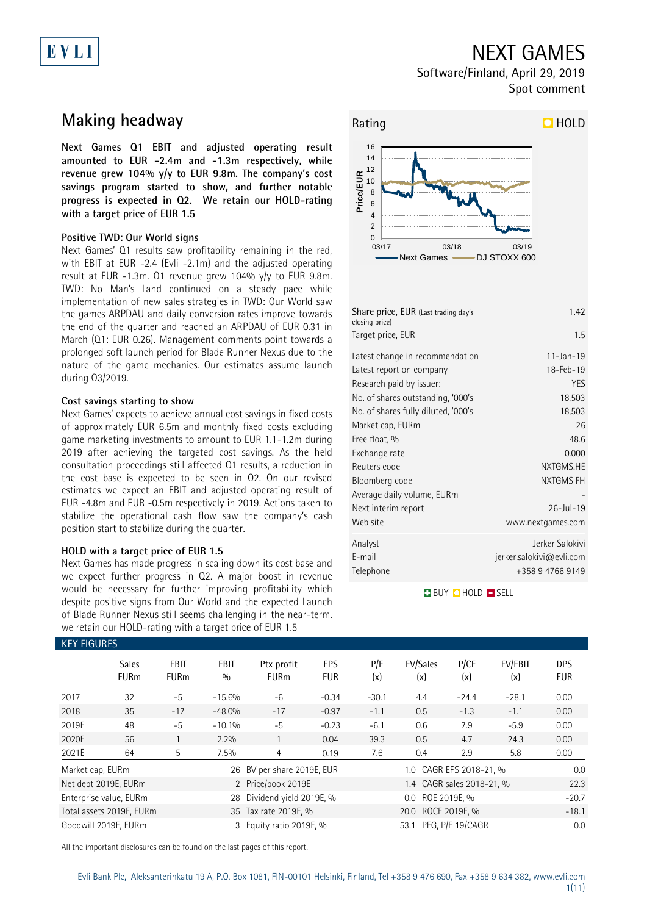# NEXT GAMES

Software/Finland, April 29, 2019
Spot comment

## Making headway

**Next Games Q1 EBIT and adjusted operating result amounted to EUR -2.4m and -1.3m respectively, while revenue grew 104% y/y to EUR 9.8m. The company's cost savings program started to show, and further notable progress is expected in Q2. We retain our HOLD-rating with a target price of EUR 1.5**

### Positive TWD: Our World signs

Next Games' Q1 results saw profitability remaining in the red, with EBIT at EUR -2.4 (Evli -2.1m) and the adjusted operating result at EUR -1.3m. Q1 revenue grew 104% y/y to EUR 9.8m. TWD: No Man's Land continued on a steady pace while implementation of new sales strategies in TWD: Our World saw the games ARPDAU and daily conversion rates improve towards the end of the quarter and reached an ARPDAU of EUR 0.31 in March (Q1: EUR 0.26). Management comments point towards a prolonged soft launch period for Blade Runner Nexus due to the nature of the game mechanics. Our estimates assume launch during Q3/2019.

### Cost savings starting to show

Next Games' expects to achieve annual cost savings in fixed costs of approximately EUR 6.5m and monthly fixed costs excluding game marketing investments to amount to EUR 1.1-1.2m during 2019 after achieving the targeted cost savings. As the held consultation proceedings still affected Q1 results, a reduction in the cost base is expected to be seen in Q2. On our revised estimates we expect an EBIT and adjusted operating result of EUR -4.8m and EUR -0.5m respectively in 2019. Actions taken to stabilize the operational cash flow saw the company's cash position start to stabilize during the quarter.

### HOLD with a target price of EUR 1.5

Next Games has made progress in scaling down its cost base and we expect further progress in Q2. A major boost in revenue would be necessary for further improving profitability which despite positive signs from Our World and the expected Launch of Blade Runner Nexus still seems challenging in the near-term. we retain our HOLD-rating with a target price of EUR 1.5

**Rating: HOLD**

| | |
|---|---|
| Share price, EUR (Last trading day's closing price) | 1.42 |
| Target price, EUR | 1.5 |
| Latest change in recommendation | 11-Jan-19 |
| Latest report on company | 18-Feb-19 |
| Research paid by issuer: | YES |
| No. of shares outstanding, '000's | 18,503 |
| No. of shares fully diluted, '000's | 18,503 |
| Market cap, EURm | 26 |
| Free float, % | 48.6 |
| Exchange rate | 0.000 |
| Reuters code | NXTGMS.HE |
| Bloomberg code | NXTGMS FH |
| Average daily volume, EURm | - |
| Next interim report | 26-Jul-19 |
| Web site | www.nextgames.com |
| Analyst | Jerker Salokivi |
| E-mail | jerker.salokivi@evli.com |
| Telephone | +358 9 4766 9149 |

BUY HOLD SELL

### KEY FIGURES

| | Sales EURm | EBIT EURm | EBIT % | Ptx profit EURm | EPS EUR | P/E (x) | EV/Sales (x) | P/CF (x) | EV/EBIT (x) | DPS EUR |
|---|---|---|---|---|---|---|---|---|---|---|
| 2017 | 32 | -5 | -15.6% | -6 | -0.34 | -30.1 | 4.4 | -24.4 | -28.1 | 0.00 |
| 2018 | 35 | -17 | -48.0% | -17 | -0.97 | -1.1 | 0.5 | -1.3 | -1.1 | 0.00 |
| 2019E | 48 | -5 | -10.1% | -5 | -0.23 | -6.1 | 0.6 | 7.9 | -5.9 | 0.00 |
| 2020E | 56 | 1 | 2.2% | 1 | 0.04 | 39.3 | 0.5 | 4.7 | 24.3 | 0.00 |
| 2021E | 64 | 5 | 7.5% | 4 | 0.19 | 7.6 | 0.4 | 2.9 | 5.8 | 0.00 |

| | | | | | |
|---|---|---|---|---|---|
| Market cap, EURm | 26 | BV per share 2019E, EUR | 1.0 | CAGR EPS 2018-21, % | 0.0 |
| Net debt 2019E, EURm | 2 | Price/book 2019E | 1.4 | CAGR sales 2018-21, % | 22.3 |
| Enterprise value, EURm | 28 | Dividend yield 2019E, % | 0.0 | ROE 2019E, % | -20.7 |
| Total assets 2019E, EURm | 35 | Tax rate 2019E, % | 20.0 | ROCE 2019E, % | -18.1 |
| Goodwill 2019E, EURm | 3 | Equity ratio 2019E, % | 53.1 | PEG, P/E 19/CAGR | 0.0 |

All the important disclosures can be found on the last pages of this report.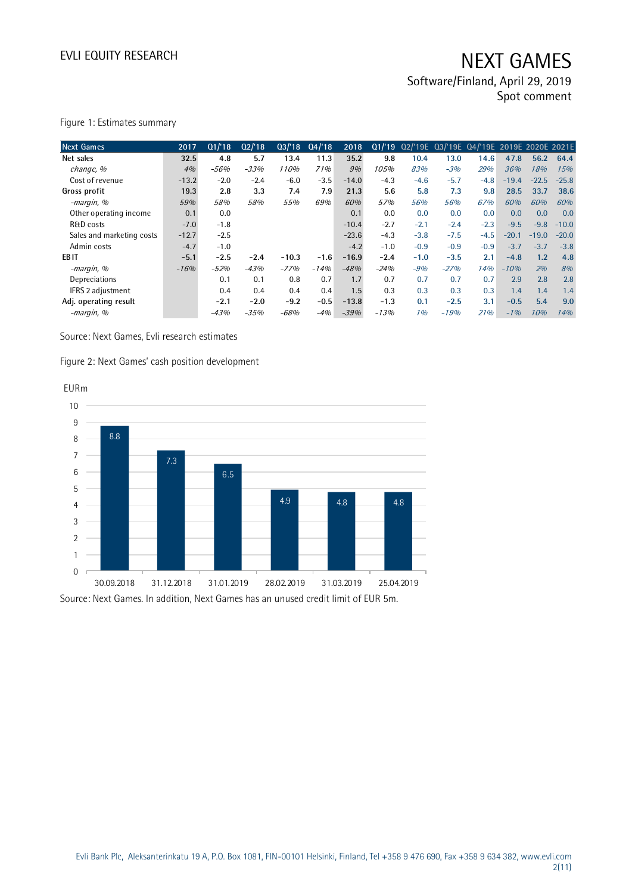Figure 1: Estimates summary

| Next Games | 2017 | Q1/'18 | Q2/'18 | Q3/'18 | Q4/'18 | 2018 | Q1/'19 | Q2/'19E | Q3/'19E | Q4/'19E | 2019E | 2020E | 2021E |
|---|---|---|---|---|---|---|---|---|---|---|---|---|---|
| **Net sales** | **32.5** | **4.8** | **5.7** | **13.4** | **11.3** | **35.2** | **9.8** | **10.4** | **13.0** | **14.6** | **47.8** | **56.2** | **64.4** |
| *change, %* | *4%* | *-56%* | *-33%* | *110%* | *71%* | *9%* | *105%* | *83%* | *-3%* | *29%* | *36%* | *18%* | *15%* |
| Cost of revenue | -13.2 | -2.0 | -2.4 | -6.0 | -3.5 | -14.0 | -4.3 | -4.6 | -5.7 | -4.8 | -19.4 | -22.5 | -25.8 |
| **Gross profit** | **19.3** | **2.8** | **3.3** | **7.4** | **7.9** | **21.3** | **5.6** | **5.8** | **7.3** | **9.8** | **28.5** | **33.7** | **38.6** |
| *-margin, %* | *59%* | *58%* | *58%* | *55%* | *69%* | *60%* | *57%* | *56%* | *56%* | *67%* | *60%* | *60%* | *60%* |
| Other operating income | 0.1 | 0.0 | | | | 0.1 | 0.0 | 0.0 | 0.0 | 0.0 | 0.0 | 0.0 | 0.0 |
| R&D costs | -7.0 | -1.8 | | | | -10.4 | -2.7 | -2.1 | -2.4 | -2.3 | -9.5 | -9.8 | -10.0 |
| Sales and marketing costs | -12.7 | -2.5 | | | | -23.6 | -4.3 | -3.8 | -7.5 | -4.5 | -20.1 | -19.0 | -20.0 |
| Admin costs | -4.7 | -1.0 | | | | -4.2 | -1.0 | -0.9 | -0.9 | -0.9 | -3.7 | -3.7 | -3.8 |
| **EBIT** | **-5.1** | **-2.5** | **-2.4** | **-10.3** | **-1.6** | **-16.9** | **-2.4** | **-1.0** | **-3.5** | **2.1** | **-4.8** | **1.2** | **4.8** |
| *-margin, %* | *-16%* | *-52%* | *-43%* | *-77%* | *-14%* | *-48%* | *-24%* | *-9%* | *-27%* | *14%* | *-10%* | *2%* | *8%* |
| Depreciations | | 0.1 | 0.1 | 0.8 | 0.7 | 1.7 | 0.7 | 0.7 | 0.7 | 0.7 | 2.9 | 2.8 | 2.8 |
| IFRS 2 adjustment | | 0.4 | 0.4 | 0.4 | 0.4 | 1.5 | 0.3 | 0.3 | 0.3 | 0.3 | 1.4 | 1.4 | 1.4 |
| **Adj. operating result** | | **-2.1** | **-2.0** | **-9.2** | **-0.5** | **-13.8** | **-1.3** | **0.1** | **-2.5** | **3.1** | **-0.5** | **5.4** | **9.0** |
| *-margin, %* | | *-43%* | *-35%* | *-68%* | *-4%* | *-39%* | *-13%* | *1%* | *-19%* | *21%* | *-1%* | *10%* | *14%* |

Source: Next Games, Evli research estimates

Figure 2: Next Games' cash position development

EURm

| Date | 30.09.2018 | 31.12.2018 | 31.01.2019 | 28.02.2019 | 31.03.2019 | 25.04.2019 |
|---|---|---|---|---|---|---|
| Cash (EURm) | 8.8 | 7.3 | 6.5 | 4.9 | 4.8 | 4.8 |

Source: Next Games. In addition, Next Games has an unused credit limit of EUR 5m.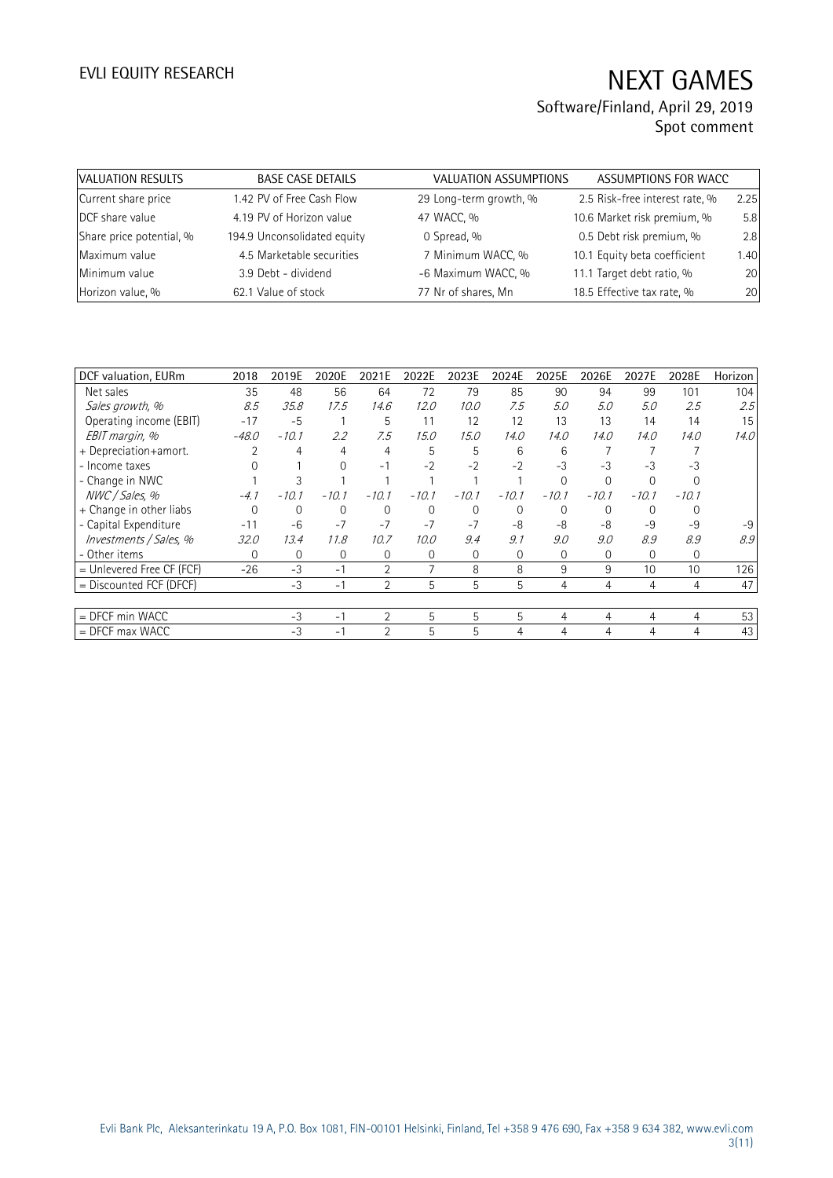| VALUATION RESULTS | | BASE CASE DETAILS | | VALUATION ASSUMPTIONS | | ASSUMPTIONS FOR WACC | |
|---|---|---|---|---|---|---|---|
| Current share price | 1.42 | PV of Free Cash Flow | 29 | Long-term growth, % | 2.5 | Risk-free interest rate, % | 2.25 |
| DCF share value | 4.19 | PV of Horizon value | 47 | WACC, % | 10.6 | Market risk premium, % | 5.8 |
| Share price potential, % | 194.9 | Unconsolidated equity | 0 | Spread, % | 0.5 | Debt risk premium, % | 2.8 |
| Maximum value | 4.5 | Marketable securities | 7 | Minimum WACC, % | 10.1 | Equity beta coefficient | 1.40 |
| Minimum value | 3.9 | Debt - dividend | -6 | Maximum WACC, % | 11.1 | Target debt ratio, % | 20 |
| Horizon value, % | 62.1 | Value of stock | 77 | Nr of shares, Mn | 18.5 | Effective tax rate, % | 20 |

| DCF valuation, EURm | 2018 | 2019E | 2020E | 2021E | 2022E | 2023E | 2024E | 2025E | 2026E | 2027E | 2028E | Horizon |
|---|---|---|---|---|---|---|---|---|---|---|---|---|
| Net sales | 35 | 48 | 56 | 64 | 72 | 79 | 85 | 90 | 94 | 99 | 101 | 104 |
| *Sales growth, %* | *8.5* | *35.8* | *17.5* | *14.6* | *12.0* | *10.0* | *7.5* | *5.0* | *5.0* | *5.0* | *2.5* | *2.5* |
| Operating income (EBIT) | -17 | -5 | 1 | 5 | 11 | 12 | 12 | 13 | 13 | 14 | 14 | 15 |
| *EBIT margin, %* | *-48.0* | *-10.1* | *2.2* | *7.5* | *15.0* | *15.0* | *14.0* | *14.0* | *14.0* | *14.0* | *14.0* | *14.0* |
| + Depreciation+amort. | 2 | 4 | 4 | 4 | 5 | 5 | 6 | 6 | 7 | 7 | 7 | |
| - Income taxes | 0 | 1 | 0 | -1 | -2 | -2 | -2 | -3 | -3 | -3 | -3 | |
| - Change in NWC | 1 | 3 | 1 | 1 | 1 | 1 | 1 | 0 | 0 | 0 | 0 | |
| *NWC / Sales, %* | *-4.1* | *-10.1* | *-10.1* | *-10.1* | *-10.1* | *-10.1* | *-10.1* | *-10.1* | *-10.1* | *-10.1* | *-10.1* | |
| + Change in other liabs | 0 | 0 | 0 | 0 | 0 | 0 | 0 | 0 | 0 | 0 | 0 | |
| - Capital Expenditure | -11 | -6 | -7 | -7 | -7 | -7 | -8 | -8 | -8 | -9 | -9 | -9 |
| *Investments / Sales, %* | *32.0* | *13.4* | *11.8* | *10.7* | *10.0* | *9.4* | *9.1* | *9.0* | *9.0* | *8.9* | *8.9* | *8.9* |
| - Other items | 0 | 0 | 0 | 0 | 0 | 0 | 0 | 0 | 0 | 0 | 0 | |
| = Unlevered Free CF (FCF) | -26 | -3 | -1 | 2 | 7 | 8 | 8 | 9 | 9 | 10 | 10 | 126 |
| = Discounted FCF (DFCF) | | -3 | -1 | 2 | 5 | 5 | 5 | 4 | 4 | 4 | 4 | 47 |
| | | | | | | | | | | | | |
| = DFCF min WACC | | -3 | -1 | 2 | 5 | 5 | 5 | 4 | 4 | 4 | 4 | 53 |
| = DFCF max WACC | | -3 | -1 | 2 | 5 | 5 | 4 | 4 | 4 | 4 | 4 | 43 |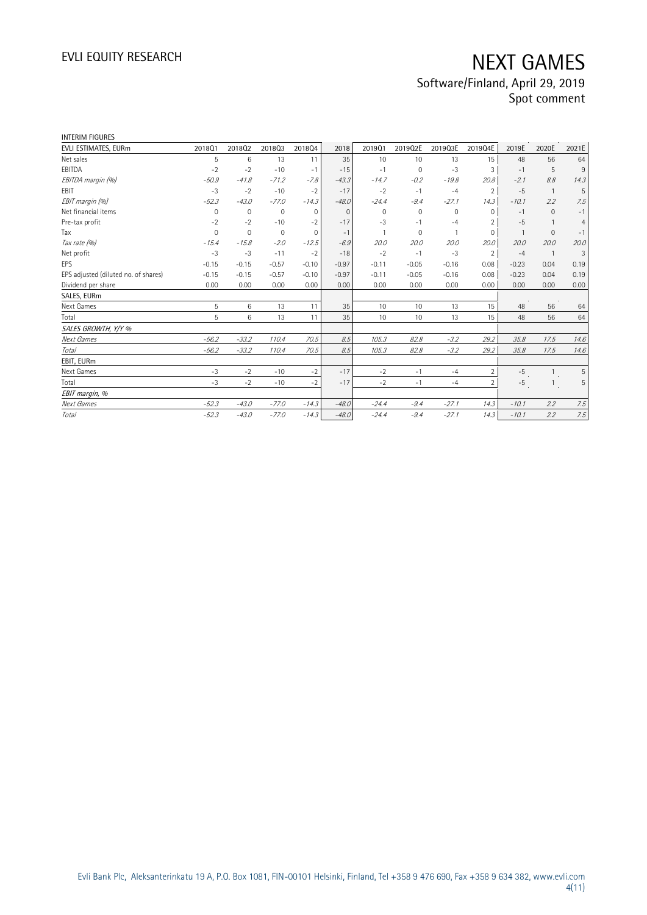INTERIM FIGURES

| EVLI ESTIMATES, EURm | 2018Q1 | 2018Q2 | 2018Q3 | 2018Q4 | 2018 | 2019Q1 | 2019Q2E | 2019Q3E | 2019Q4E | 2019E | 2020E | 2021E |
|---|---|---|---|---|---|---|---|---|---|---|---|---|
| Net sales | 5 | 6 | 13 | 11 | 35 | 10 | 10 | 13 | 15 | 48 | 56 | 64 |
| EBITDA | -2 | -2 | -10 | -1 | -15 | -1 | 0 | -3 | 3 | -1 | 5 | 9 |
| *EBITDA margin (%)* | *-50.9* | *-41.8* | *-71.2* | *-7.8* | *-43.3* | *-14.7* | *-0.2* | *-19.8* | *20.8* | *-2.1* | *8.8* | *14.3* |
| EBIT | -3 | -2 | -10 | -2 | -17 | -2 | -1 | -4 | 2 | -5 | 1 | 5 |
| *EBIT margin (%)* | *-52.3* | *-43.0* | *-77.0* | *-14.3* | *-48.0* | *-24.4* | *-9.4* | *-27.1* | *14.3* | *-10.1* | *2.2* | *7.5* |
| Net financial items | 0 | 0 | 0 | 0 | 0 | 0 | 0 | 0 | 0 | -1 | 0 | -1 |
| Pre-tax profit | -2 | -2 | -10 | -2 | -17 | -3 | -1 | -4 | 2 | -5 | 1 | 4 |
| Tax | 0 | 0 | 0 | 0 | -1 | 1 | 0 | 1 | 0 | 1 | 0 | -1 |
| *Tax rate (%)* | *-15.4* | *-15.8* | *-2.0* | *-12.5* | *-6.9* | *20.0* | *20.0* | *20.0* | *20.0* | *20.0* | *20.0* | *20.0* |
| Net profit | -3 | -3 | -11 | -2 | -18 | -2 | -1 | -3 | 2 | -4 | 1 | 3 |
| EPS | -0.15 | -0.15 | -0.57 | -0.10 | -0.97 | -0.11 | -0.05 | -0.16 | 0.08 | -0.23 | 0.04 | 0.19 |
| EPS adjusted (diluted no. of shares) | -0.15 | -0.15 | -0.57 | -0.10 | -0.97 | -0.11 | -0.05 | -0.16 | 0.08 | -0.23 | 0.04 | 0.19 |
| Dividend per share | 0.00 | 0.00 | 0.00 | 0.00 | 0.00 | 0.00 | 0.00 | 0.00 | 0.00 | 0.00 | 0.00 | 0.00 |
| SALES, EURm | | | | | | | | | | | | |
| Next Games | 5 | 6 | 13 | 11 | 35 | 10 | 10 | 13 | 15 | 48 | 56 | 64 |
| Total | 5 | 6 | 13 | 11 | 35 | 10 | 10 | 13 | 15 | 48 | 56 | 64 |
| *SALES GROWTH, Y/Y %* | | | | | | | | | | | | |
| *Next Games* | *-56.2* | *-33.2* | *110.4* | *70.5* | *8.5* | *105.3* | *82.8* | *-3.2* | *29.2* | *35.8* | *17.5* | *14.6* |
| *Total* | *-56.2* | *-33.2* | *110.4* | *70.5* | *8.5* | *105.3* | *82.8* | *-3.2* | *29.2* | *35.8* | *17.5* | *14.6* |
| EBIT, EURm | | | | | | | | | | | | |
| Next Games | -3 | -2 | -10 | -2 | -17 | -2 | -1 | -4 | 2 | -5 | 1 | 5 |
| Total | -3 | -2 | -10 | -2 | -17 | -2 | -1 | -4 | 2 | -5 | 1 | 5 |
| *EBIT margin, %* | | | | | | | | | | | | |
| *Next Games* | *-52.3* | *-43.0* | *-77.0* | *-14.3* | *-48.0* | *-24.4* | *-9.4* | *-27.1* | *14.3* | *-10.1* | *2.2* | *7.5* |
| *Total* | *-52.3* | *-43.0* | *-77.0* | *-14.3* | *-48.0* | *-24.4* | *-9.4* | *-27.1* | *14.3* | *-10.1* | *2.2* | *7.5* |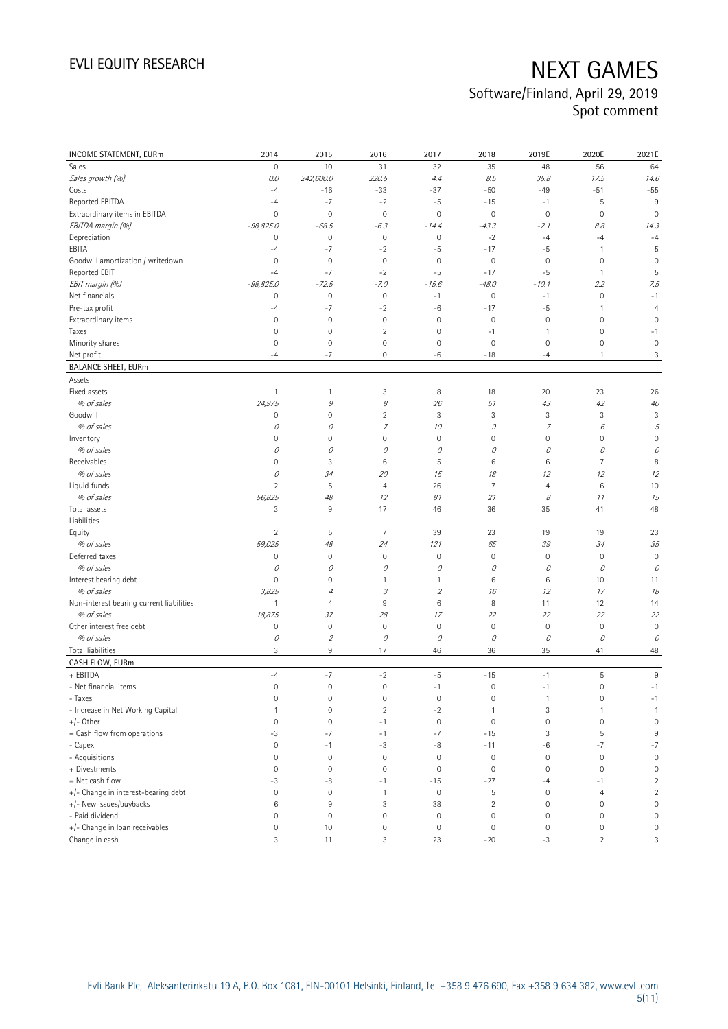| INCOME STATEMENT, EURm | 2014 | 2015 | 2016 | 2017 | 2018 | 2019E | 2020E | 2021E |
|---|---|---|---|---|---|---|---|---|
| Sales | 0 | 10 | 31 | 32 | 35 | 48 | 56 | 64 |
| *Sales growth (%)* | *0.0* | *242,600.0* | *220.5* | *4.4* | *8.5* | *35.8* | *17.5* | *14.6* |
| Costs | -4 | -16 | -33 | -37 | -50 | -49 | -51 | -55 |
| Reported EBITDA | -4 | -7 | -2 | -5 | -15 | -1 | 5 | 9 |
| Extraordinary items in EBITDA | 0 | 0 | 0 | 0 | 0 | 0 | 0 | 0 |
| *EBITDA margin (%)* | *-98,825.0* | *-68.5* | *-6.3* | *-14.4* | *-43.3* | *-2.1* | *8.8* | *14.3* |
| Depreciation | 0 | 0 | 0 | 0 | -2 | -4 | -4 | -4 |
| EBITA | -4 | -7 | -2 | -5 | -17 | -5 | 1 | 5 |
| Goodwill amortization / writedown | 0 | 0 | 0 | 0 | 0 | 0 | 0 | 0 |
| Reported EBIT | -4 | -7 | -2 | -5 | -17 | -5 | 1 | 5 |
| *EBIT margin (%)* | *-98,825.0* | *-72.5* | *-7.0* | *-15.6* | *-48.0* | *-10.1* | *2.2* | *7.5* |
| Net financials | 0 | 0 | 0 | -1 | 0 | -1 | 0 | -1 |
| Pre-tax profit | -4 | -7 | -2 | -6 | -17 | -5 | 1 | 4 |
| Extraordinary items | 0 | 0 | 0 | 0 | 0 | 0 | 0 | 0 |
| Taxes | 0 | 0 | 2 | 0 | -1 | 1 | 0 | -1 |
| Minority shares | 0 | 0 | 0 | 0 | 0 | 0 | 0 | 0 |
| Net profit | -4 | -7 | 0 | -6 | -18 | -4 | 1 | 3 |
| **BALANCE SHEET, EURm** | | | | | | | | |
| Assets | | | | | | | | |
| Fixed assets | 1 | 1 | 3 | 8 | 18 | 20 | 23 | 26 |
| *% of sales* | *24,975* | *9* | *8* | *26* | *51* | *43* | *42* | *40* |
| Goodwill | 0 | 0 | 2 | 3 | 3 | 3 | 3 | 3 |
| *% of sales* | *0* | *0* | *7* | *10* | *9* | *7* | *6* | *5* |
| Inventory | 0 | 0 | 0 | 0 | 0 | 0 | 0 | 0 |
| *% of sales* | *0* | *0* | *0* | *0* | *0* | *0* | *0* | *0* |
| Receivables | 0 | 3 | 6 | 5 | 6 | 6 | 7 | 8 |
| *% of sales* | *0* | *34* | *20* | *15* | *18* | *12* | *12* | *12* |
| Liquid funds | 2 | 5 | 4 | 26 | 7 | 4 | 6 | 10 |
| *% of sales* | *56,825* | *48* | *12* | *81* | *21* | *8* | *11* | *15* |
| Total assets | 3 | 9 | 17 | 46 | 36 | 35 | 41 | 48 |
| Liabilities | | | | | | | | |
| Equity | 2 | 5 | 7 | 39 | 23 | 19 | 19 | 23 |
| *% of sales* | *59,025* | *48* | *24* | *121* | *65* | *39* | *34* | *35* |
| Deferred taxes | 0 | 0 | 0 | 0 | 0 | 0 | 0 | 0 |
| *% of sales* | *0* | *0* | *0* | *0* | *0* | *0* | *0* | *0* |
| Interest bearing debt | 0 | 0 | 1 | 1 | 6 | 6 | 10 | 11 |
| *% of sales* | *3,825* | *4* | *3* | *2* | *16* | *12* | *17* | *18* |
| Non-interest bearing current liabilities | 1 | 4 | 9 | 6 | 8 | 11 | 12 | 14 |
| *% of sales* | *18,875* | *37* | *28* | *17* | *22* | *22* | *22* | *22* |
| Other interest free debt | 0 | 0 | 0 | 0 | 0 | 0 | 0 | 0 |
| *% of sales* | *0* | *2* | *0* | *0* | *0* | *0* | *0* | *0* |
| Total liabilities | 3 | 9 | 17 | 46 | 36 | 35 | 41 | 48 |
| **CASH FLOW, EURm** | | | | | | | | |
| + EBITDA | -4 | -7 | -2 | -5 | -15 | -1 | 5 | 9 |
| - Net financial items | 0 | 0 | 0 | -1 | 0 | -1 | 0 | -1 |
| - Taxes | 0 | 0 | 0 | 0 | 0 | 1 | 0 | -1 |
| - Increase in Net Working Capital | 1 | 0 | 2 | -2 | 1 | 3 | 1 | 1 |
| +/- Other | 0 | 0 | -1 | 0 | 0 | 0 | 0 | 0 |
| = Cash flow from operations | -3 | -7 | -1 | -7 | -15 | 3 | 5 | 9 |
| - Capex | 0 | -1 | -3 | -8 | -11 | -6 | -7 | -7 |
| - Acquisitions | 0 | 0 | 0 | 0 | 0 | 0 | 0 | 0 |
| + Divestments | 0 | 0 | 0 | 0 | 0 | 0 | 0 | 0 |
| = Net cash flow | -3 | -8 | -1 | -15 | -27 | -4 | -1 | 2 |
| +/- Change in interest-bearing debt | 0 | 0 | 1 | 0 | 5 | 0 | 4 | 2 |
| +/- New issues/buybacks | 6 | 9 | 3 | 38 | 2 | 0 | 0 | 0 |
| - Paid dividend | 0 | 0 | 0 | 0 | 0 | 0 | 0 | 0 |
| +/- Change in loan receivables | 0 | 10 | 0 | 0 | 0 | 0 | 0 | 0 |
| Change in cash | 3 | 11 | 3 | 23 | -20 | -3 | 2 | 3 |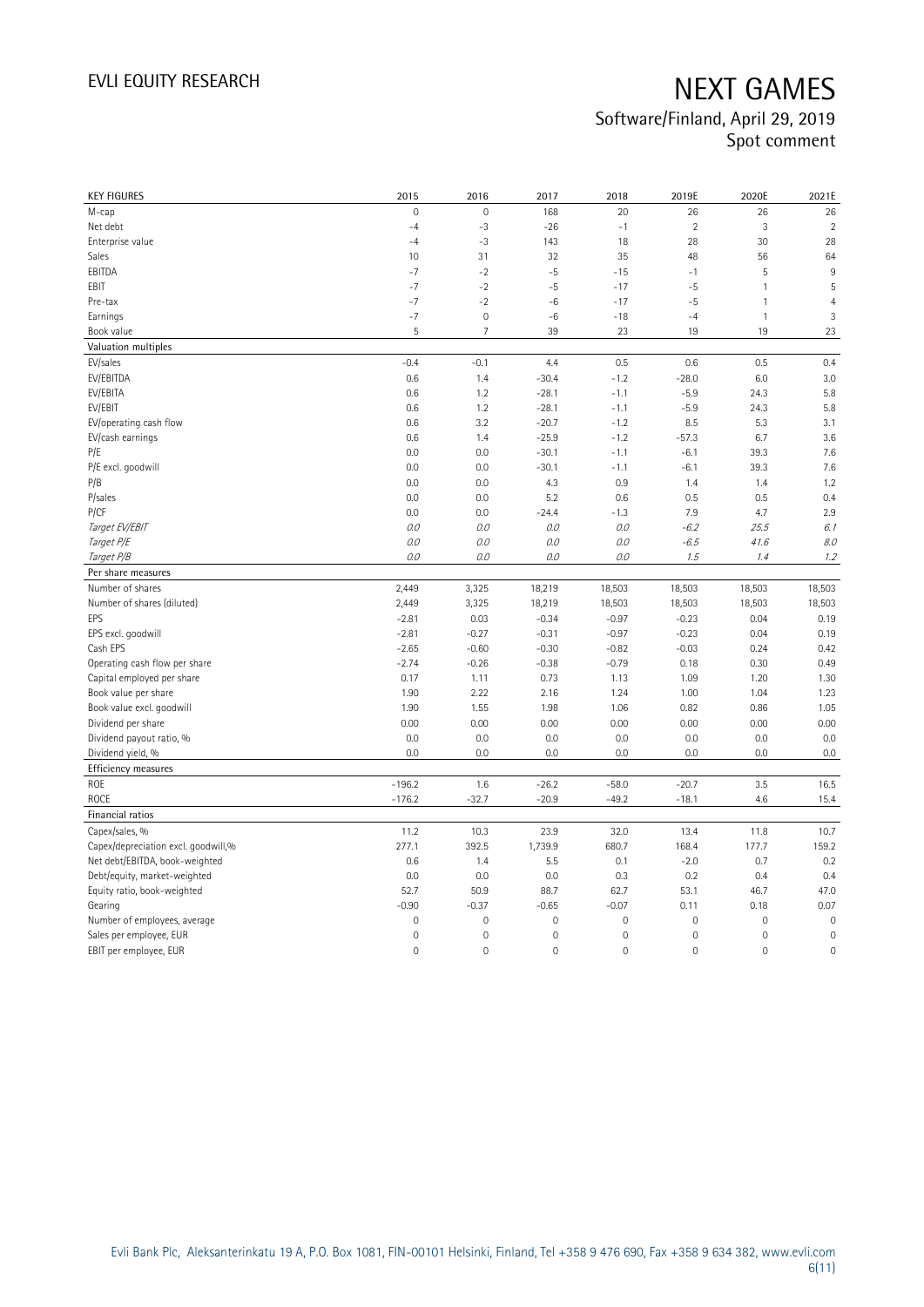# NEXT GAMES

Software/Finland, April 29, 2019
Spot comment

| KEY FIGURES | 2015 | 2016 | 2017 | 2018 | 2019E | 2020E | 2021E |
|---|---|---|---|---|---|---|---|
| M-cap | 0 | 0 | 168 | 20 | 26 | 26 | 26 |
| Net debt | -4 | -3 | -26 | -1 | 2 | 3 | 2 |
| Enterprise value | -4 | -3 | 143 | 18 | 28 | 30 | 28 |
| Sales | 10 | 31 | 32 | 35 | 48 | 56 | 64 |
| EBITDA | -7 | -2 | -5 | -15 | -1 | 5 | 9 |
| EBIT | -7 | -2 | -5 | -17 | -5 | 1 | 5 |
| Pre-tax | -7 | -2 | -6 | -17 | -5 | 1 | 4 |
| Earnings | -7 | 0 | -6 | -18 | -4 | 1 | 3 |
| Book value | 5 | 7 | 39 | 23 | 19 | 19 | 23 |
| **Valuation multiples** | | | | | | | |
| EV/sales | -0.4 | -0.1 | 4.4 | 0.5 | 0.6 | 0.5 | 0.4 |
| EV/EBITDA | 0.6 | 1.4 | -30.4 | -1.2 | -28.0 | 6.0 | 3.0 |
| EV/EBITA | 0.6 | 1.2 | -28.1 | -1.1 | -5.9 | 24.3 | 5.8 |
| EV/EBIT | 0.6 | 1.2 | -28.1 | -1.1 | -5.9 | 24.3 | 5.8 |
| EV/operating cash flow | 0.6 | 3.2 | -20.7 | -1.2 | 8.5 | 5.3 | 3.1 |
| EV/cash earnings | 0.6 | 1.4 | -25.9 | -1.2 | -57.3 | 6.7 | 3.6 |
| P/E | 0.0 | 0.0 | -30.1 | -1.1 | -6.1 | 39.3 | 7.6 |
| P/E excl. goodwill | 0.0 | 0.0 | -30.1 | -1.1 | -6.1 | 39.3 | 7.6 |
| P/B | 0.0 | 0.0 | 4.3 | 0.9 | 1.4 | 1.4 | 1.2 |
| P/sales | 0.0 | 0.0 | 5.2 | 0.6 | 0.5 | 0.5 | 0.4 |
| P/CF | 0.0 | 0.0 | -24.4 | -1.3 | 7.9 | 4.7 | 2.9 |
| *Target EV/EBIT* | *0.0* | *0.0* | *0.0* | *0.0* | *-6.2* | *25.5* | *6.1* |
| *Target P/E* | *0.0* | *0.0* | *0.0* | *0.0* | *-6.5* | *41.6* | *8.0* |
| *Target P/B* | *0.0* | *0.0* | *0.0* | *0.0* | *1.5* | *1.4* | *1.2* |
| **Per share measures** | | | | | | | |
| Number of shares | 2,449 | 3,325 | 18,219 | 18,503 | 18,503 | 18,503 | 18,503 |
| Number of shares (diluted) | 2,449 | 3,325 | 18,219 | 18,503 | 18,503 | 18,503 | 18,503 |
| EPS | -2.81 | 0.03 | -0.34 | -0.97 | -0.23 | 0.04 | 0.19 |
| EPS excl. goodwill | -2.81 | -0.27 | -0.31 | -0.97 | -0.23 | 0.04 | 0.19 |
| Cash EPS | -2.65 | -0.60 | -0.30 | -0.82 | -0.03 | 0.24 | 0.42 |
| Operating cash flow per share | -2.74 | -0.26 | -0.38 | -0.79 | 0.18 | 0.30 | 0.49 |
| Capital employed per share | 0.17 | 1.11 | 0.73 | 1.13 | 1.09 | 1.20 | 1.30 |
| Book value per share | 1.90 | 2.22 | 2.16 | 1.24 | 1.00 | 1.04 | 1.23 |
| Book value excl. goodwill | 1.90 | 1.55 | 1.98 | 1.06 | 0.82 | 0.86 | 1.05 |
| Dividend per share | 0.00 | 0.00 | 0.00 | 0.00 | 0.00 | 0.00 | 0.00 |
| Dividend payout ratio, % | 0.0 | 0.0 | 0.0 | 0.0 | 0.0 | 0.0 | 0.0 |
| Dividend yield, % | 0.0 | 0.0 | 0.0 | 0.0 | 0.0 | 0.0 | 0.0 |
| **Efficiency measures** | | | | | | | |
| ROE | -196.2 | 1.6 | -26.2 | -58.0 | -20.7 | 3.5 | 16.5 |
| ROCE | -176.2 | -32.7 | -20.9 | -49.2 | -18.1 | 4.6 | 15.4 |
| **Financial ratios** | | | | | | | |
| Capex/sales, % | 11.2 | 10.3 | 23.9 | 32.0 | 13.4 | 11.8 | 10.7 |
| Capex/depreciation excl. goodwill,% | 277.1 | 392.5 | 1,739.9 | 680.7 | 168.4 | 177.7 | 159.2 |
| Net debt/EBITDA, book-weighted | 0.6 | 1.4 | 5.5 | 0.1 | -2.0 | 0.7 | 0.2 |
| Debt/equity, market-weighted | 0.0 | 0.0 | 0.0 | 0.3 | 0.2 | 0.4 | 0.4 |
| Equity ratio, book-weighted | 52.7 | 50.9 | 88.7 | 62.7 | 53.1 | 46.7 | 47.0 |
| Gearing | -0.90 | -0.37 | -0.65 | -0.07 | 0.11 | 0.18 | 0.07 |
| Number of employees, average | 0 | 0 | 0 | 0 | 0 | 0 | 0 |
| Sales per employee, EUR | 0 | 0 | 0 | 0 | 0 | 0 | 0 |
| EBIT per employee, EUR | 0 | 0 | 0 | 0 | 0 | 0 | 0 |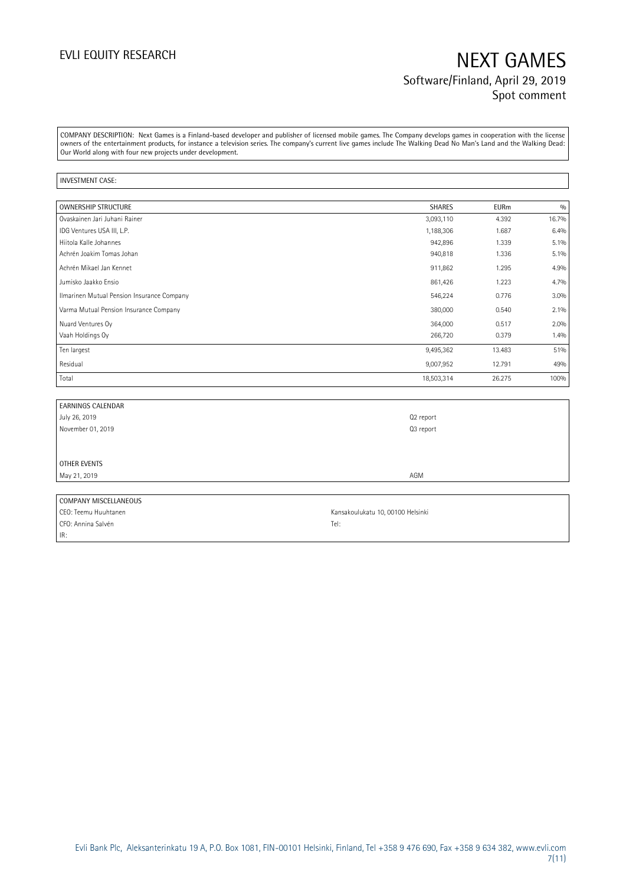COMPANY DESCRIPTION: Next Games is a Finland-based developer and publisher of licensed mobile games. The Company develops games in cooperation with the license owners of the entertainment products, for instance a television series. The company's current live games include The Walking Dead No Man's Land and the Walking Dead: Our World along with four new projects under development.

INVESTMENT CASE:

| OWNERSHIP STRUCTURE | SHARES | EURm | % |
|---|---|---|---|
| Ovaskainen Jari Juhani Rainer | 3,093,110 | 4.392 | 16.7% |
| IDG Ventures USA III, L.P. | 1,188,306 | 1.687 | 6.4% |
| Hiitola Kalle Johannes | 942,896 | 1.339 | 5.1% |
| Achrén Joakim Tomas Johan | 940,818 | 1.336 | 5.1% |
| Achrén Mikael Jan Kennet | 911,862 | 1.295 | 4.9% |
| Jumisko Jaakko Ensio | 861,426 | 1.223 | 4.7% |
| Ilmarinen Mutual Pension Insurance Company | 546,224 | 0.776 | 3.0% |
| Varma Mutual Pension Insurance Company | 380,000 | 0.540 | 2.1% |
| Nuard Ventures Oy | 364,000 | 0.517 | 2.0% |
| Vaah Holdings Oy | 266,720 | 0.379 | 1.4% |
| Ten largest | 9,495,362 | 13.483 | 51% |
| Residual | 9,007,952 | 12.791 | 49% |
| Total | 18,503,314 | 26.275 | 100% |

| EARNINGS CALENDAR | |
|---|---|
| July 26, 2019 | Q2 report |
| November 01, 2019 | Q3 report |
| | |
| OTHER EVENTS | |
| May 21, 2019 | AGM |

| COMPANY MISCELLANEOUS | |
|---|---|
| CEO: Teemu Huuhtanen | Kansakoulukatu 10, 00100 Helsinki |
| CFO: Annina Salvén | Tel: |
| IR: | |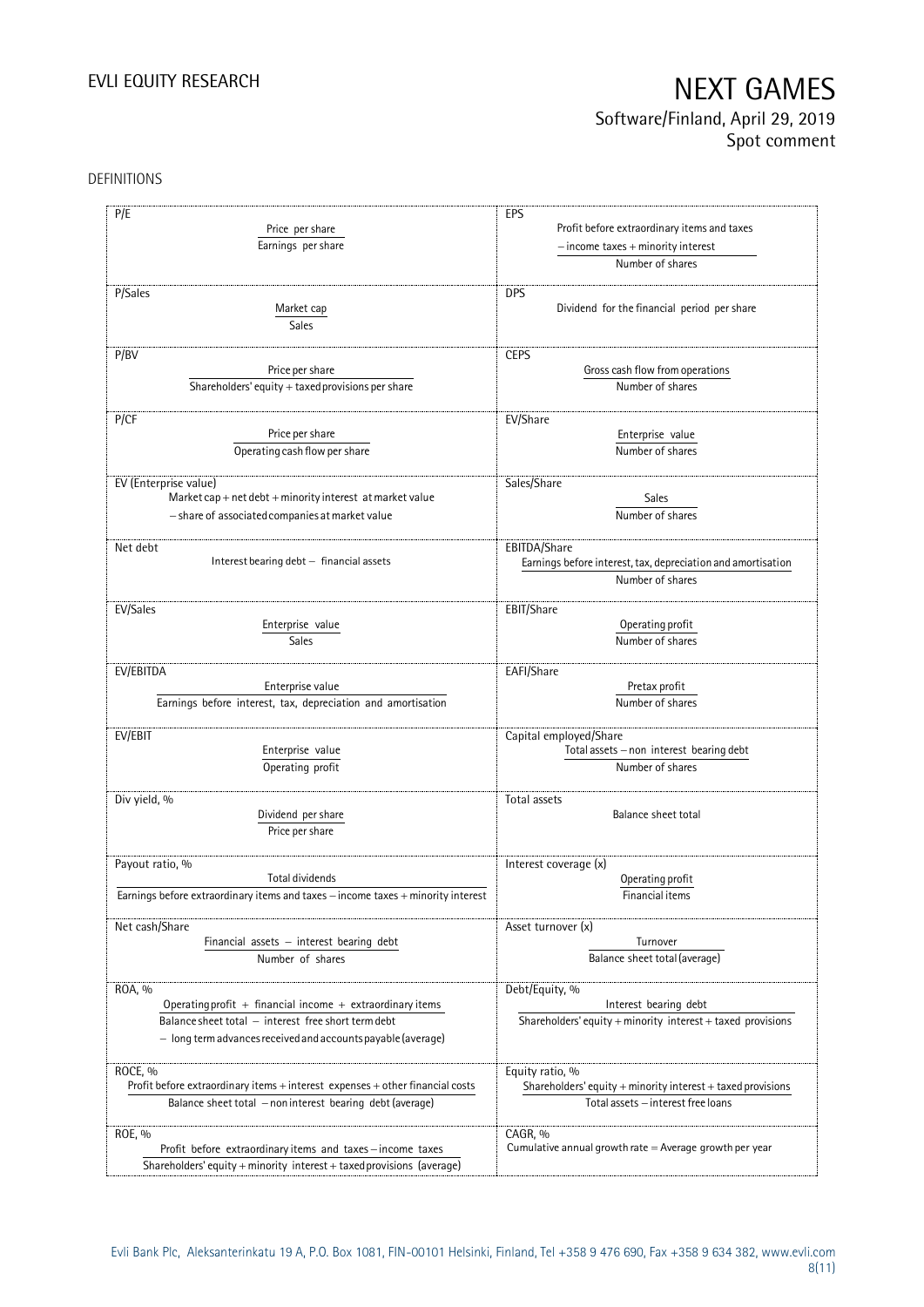DEFINITIONS

| Definition | Formula | Definition | Formula |
|---|---|---|---|
| P/E | $\frac{\text{Price per share}}{\text{Earnings per share}}$ | EPS | $\frac{\text{Profit before extraordinary items and taxes} - \text{income taxes} + \text{minority interest}}{\text{Number of shares}}$ |
| P/Sales | $\frac{\text{Market cap}}{\text{Sales}}$ | DPS | Dividend for the financial period per share |
| P/BV | $\frac{\text{Price per share}}{\text{Shareholders' equity} + \text{taxed provisions per share}}$ | CEPS | $\frac{\text{Gross cash flow from operations}}{\text{Number of shares}}$ |
| P/CF | $\frac{\text{Price per share}}{\text{Operating cash flow per share}}$ | EV/Share | $\frac{\text{Enterprise value}}{\text{Number of shares}}$ |
| EV (Enterprise value) | Market cap + net debt + minority interest at market value − share of associated companies at market value | Sales/Share | $\frac{\text{Sales}}{\text{Number of shares}}$ |
| Net debt | Interest bearing debt − financial assets | EBITDA/Share | $\frac{\text{Earnings before interest, tax, depreciation and amortisation}}{\text{Number of shares}}$ |
| EV/Sales | $\frac{\text{Enterprise value}}{\text{Sales}}$ | EBIT/Share | $\frac{\text{Operating profit}}{\text{Number of shares}}$ |
| EV/EBITDA | $\frac{\text{Enterprise value}}{\text{Earnings before interest, tax, depreciation and amortisation}}$ | EAFI/Share | $\frac{\text{Pretax profit}}{\text{Number of shares}}$ |
| EV/EBIT | $\frac{\text{Enterprise value}}{\text{Operating profit}}$ | Capital employed/Share | $\frac{\text{Total assets} - \text{non interest bearing debt}}{\text{Number of shares}}$ |
| Div yield, % | $\frac{\text{Dividend per share}}{\text{Price per share}}$ | Total assets | Balance sheet total |
| Payout ratio, % | $\frac{\text{Total dividends}}{\text{Earnings before extraordinary items and taxes} - \text{income taxes} + \text{minority interest}}$ | Interest coverage (x) | $\frac{\text{Operating profit}}{\text{Financial items}}$ |
| Net cash/Share | $\frac{\text{Financial assets} - \text{interest bearing debt}}{\text{Number of shares}}$ | Asset turnover (x) | $\frac{\text{Turnover}}{\text{Balance sheet total (average)}}$ |
| ROA, % | $\frac{\text{Operating profit} + \text{financial income} + \text{extraordinary items}}{\text{Balance sheet total} - \text{interest free short term debt} - \text{long term advances received and accounts payable (average)}}$ | Debt/Equity, % | $\frac{\text{Interest bearing debt}}{\text{Shareholders' equity} + \text{minority interest} + \text{taxed provisions}}$ |
| ROCE, % | $\frac{\text{Profit before extraordinary items} + \text{interest expenses} + \text{other financial costs}}{\text{Balance sheet total} - \text{non interest bearing debt (average)}}$ | Equity ratio, % | $\frac{\text{Shareholders' equity} + \text{minority interest} + \text{taxed provisions}}{\text{Total assets} - \text{interest free loans}}$ |
| ROE, % | $\frac{\text{Profit before extraordinary items and taxes} - \text{income taxes}}{\text{Shareholders' equity} + \text{minority interest} + \text{taxed provisions (average)}}$ | CAGR, % | Cumulative annual growth rate = Average growth per year |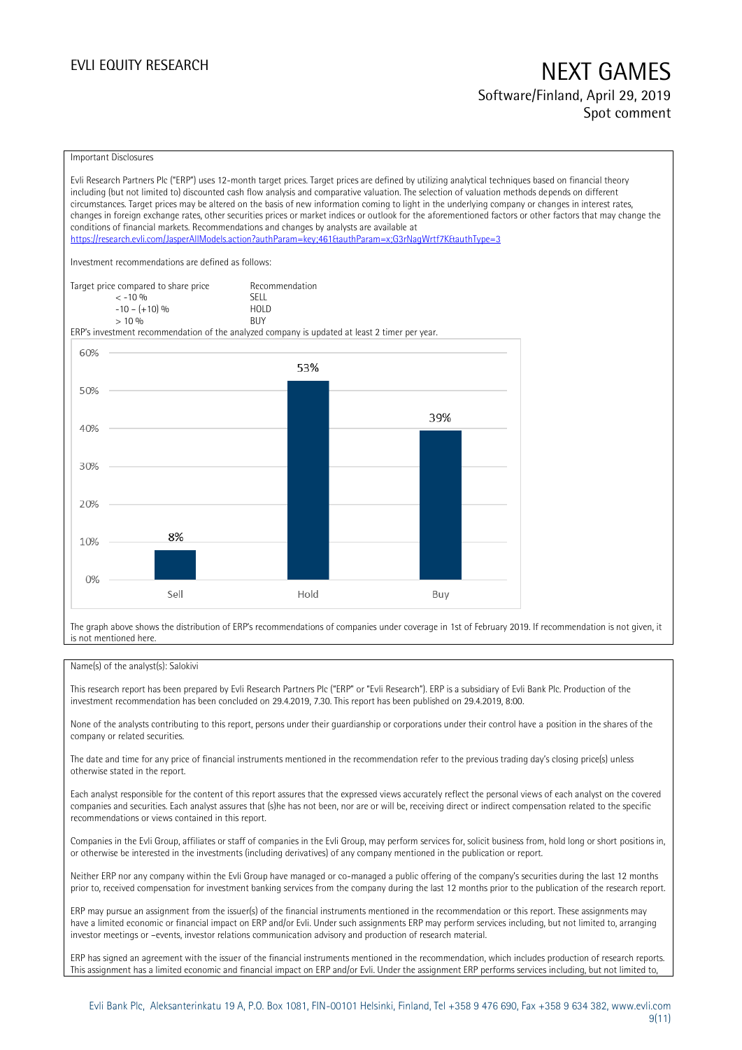Important Disclosures

Evli Research Partners Plc ("ERP") uses 12-month target prices. Target prices are defined by utilizing analytical techniques based on financial theory including (but not limited to) discounted cash flow analysis and comparative valuation. The selection of valuation methods depends on different circumstances. Target prices may be altered on the basis of new information coming to light in the underlying company or changes in interest rates, changes in foreign exchange rates, other securities prices or market indices or outlook for the aforementioned factors or other factors that may change the conditions of financial markets. Recommendations and changes by analysts are available at https://research.evli.com/JasperAllModels.action?authParam=key;461&authParam=x;G3rNagWrtf7K&authType=3

Investment recommendations are defined as follows:

| Target price compared to share price | Recommendation |
|---|---|
| < -10 % | SELL |
| -10 – (+10) % | HOLD |
| > 10 % | BUY |

ERP's investment recommendation of the analyzed company is updated at least 2 timer per year.

| Recommendation | Share |
|---|---|
| Sell | 8% |
| Hold | 53% |
| Buy | 39% |

The graph above shows the distribution of ERP's recommendations of companies under coverage in 1st of February 2019. If recommendation is not given, it is not mentioned here.

Name(s) of the analyst(s): Salokivi

This research report has been prepared by Evli Research Partners Plc ("ERP" or "Evli Research"). ERP is a subsidiary of Evli Bank Plc. Production of the investment recommendation has been concluded on 29.4.2019, 7.30. This report has been published on 29.4.2019, 8:00.

None of the analysts contributing to this report, persons under their guardianship or corporations under their control have a position in the shares of the company or related securities.

The date and time for any price of financial instruments mentioned in the recommendation refer to the previous trading day's closing price(s) unless otherwise stated in the report.

Each analyst responsible for the content of this report assures that the expressed views accurately reflect the personal views of each analyst on the covered companies and securities. Each analyst assures that (s)he has not been, nor are or will be, receiving direct or indirect compensation related to the specific recommendations or views contained in this report.

Companies in the Evli Group, affiliates or staff of companies in the Evli Group, may perform services for, solicit business from, hold long or short positions in, or otherwise be interested in the investments (including derivatives) of any company mentioned in the publication or report.

Neither ERP nor any company within the Evli Group have managed or co-managed a public offering of the company's securities during the last 12 months prior to, received compensation for investment banking services from the company during the last 12 months prior to the publication of the research report.

ERP may pursue an assignment from the issuer(s) of the financial instruments mentioned in the recommendation or this report. These assignments may have a limited economic or financial impact on ERP and/or Evli. Under such assignments ERP may perform services including, but not limited to, arranging investor meetings or –events, investor relations communication advisory and production of research material.

ERP has signed an agreement with the issuer of the financial instruments mentioned in the recommendation, which includes production of research reports. This assignment has a limited economic and financial impact on ERP and/or Evli. Under the assignment ERP performs services including, but not limited to,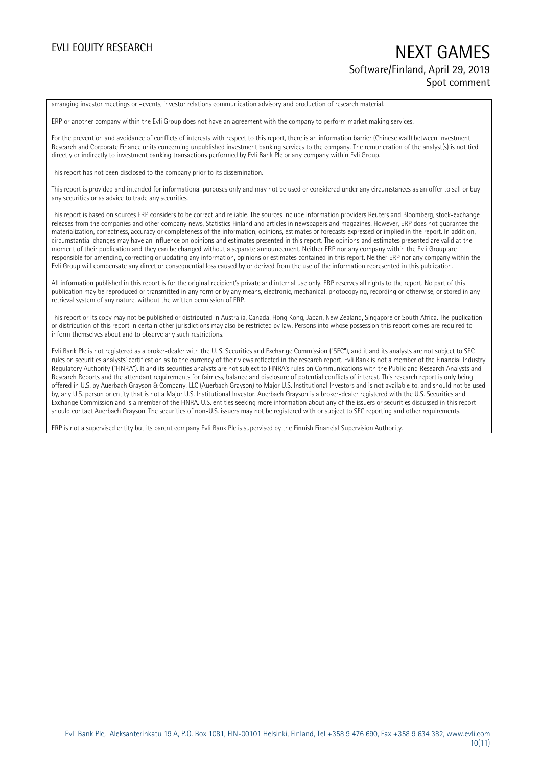arranging investor meetings or –events, investor relations communication advisory and production of research material.

ERP or another company within the Evli Group does not have an agreement with the company to perform market making services.

For the prevention and avoidance of conflicts of interests with respect to this report, there is an information barrier (Chinese wall) between Investment Research and Corporate Finance units concerning unpublished investment banking services to the company. The remuneration of the analyst(s) is not tied directly or indirectly to investment banking transactions performed by Evli Bank Plc or any company within Evli Group.

This report has not been disclosed to the company prior to its dissemination.

This report is provided and intended for informational purposes only and may not be used or considered under any circumstances as an offer to sell or buy any securities or as advice to trade any securities.

This report is based on sources ERP considers to be correct and reliable. The sources include information providers Reuters and Bloomberg, stock-exchange releases from the companies and other company news, Statistics Finland and articles in newspapers and magazines. However, ERP does not guarantee the materialization, correctness, accuracy or completeness of the information, opinions, estimates or forecasts expressed or implied in the report. In addition, circumstantial changes may have an influence on opinions and estimates presented in this report. The opinions and estimates presented are valid at the moment of their publication and they can be changed without a separate announcement. Neither ERP nor any company within the Evli Group are responsible for amending, correcting or updating any information, opinions or estimates contained in this report. Neither ERP nor any company within the Evli Group will compensate any direct or consequential loss caused by or derived from the use of the information represented in this publication.

All information published in this report is for the original recipient's private and internal use only. ERP reserves all rights to the report. No part of this publication may be reproduced or transmitted in any form or by any means, electronic, mechanical, photocopying, recording or otherwise, or stored in any retrieval system of any nature, without the written permission of ERP.

This report or its copy may not be published or distributed in Australia, Canada, Hong Kong, Japan, New Zealand, Singapore or South Africa. The publication or distribution of this report in certain other jurisdictions may also be restricted by law. Persons into whose possession this report comes are required to inform themselves about and to observe any such restrictions.

Evli Bank Plc is not registered as a broker-dealer with the U. S. Securities and Exchange Commission ("SEC"), and it and its analysts are not subject to SEC rules on securities analysts' certification as to the currency of their views reflected in the research report. Evli Bank is not a member of the Financial Industry Regulatory Authority ("FINRA"). It and its securities analysts are not subject to FINRA's rules on Communications with the Public and Research Analysts and Research Reports and the attendant requirements for fairness, balance and disclosure of potential conflicts of interest. This research report is only being offered in U.S. by Auerbach Grayson & Company, LLC (Auerbach Grayson) to Major U.S. Institutional Investors and is not available to, and should not be used by, any U.S. person or entity that is not a Major U.S. Institutional Investor. Auerbach Grayson is a broker-dealer registered with the U.S. Securities and Exchange Commission and is a member of the FINRA. U.S. entities seeking more information about any of the issuers or securities discussed in this report should contact Auerbach Grayson. The securities of non-U.S. issuers may not be registered with or subject to SEC reporting and other requirements.

ERP is not a supervised entity but its parent company Evli Bank Plc is supervised by the Finnish Financial Supervision Authority.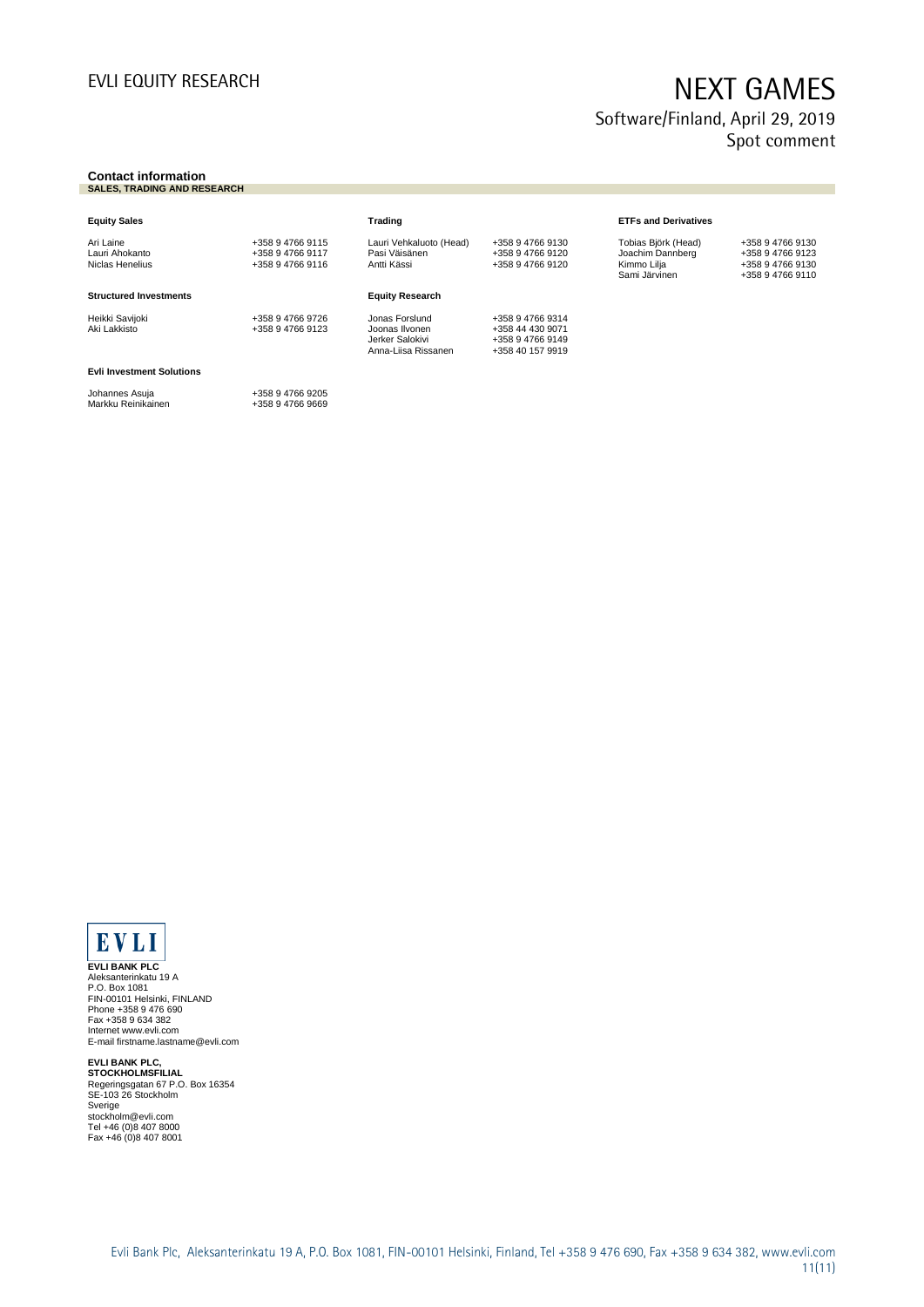## Contact information

**SALES, TRADING AND RESEARCH**

**Equity Sales**

| | |
|---|---|
| Ari Laine | +358 9 4766 9115 |
| Lauri Ahokanto | +358 9 4766 9117 |
| Niclas Henelius | +358 9 4766 9116 |

**Trading**

| | |
|---|---|
| Lauri Vehkaluoto (Head) | +358 9 4766 9130 |
| Pasi Väisänen | +358 9 4766 9120 |
| Antti Kässi | +358 9 4766 9120 |

**ETFs and Derivatives**

| | |
|---|---|
| Tobias Björk (Head) | +358 9 4766 9130 |
| Joachim Dannberg | +358 9 4766 9123 |
| Kimmo Lilja | +358 9 4766 9130 |
| Sami Järvinen | +358 9 4766 9110 |

**Structured Investments**

| | |
|---|---|
| Heikki Savijoki | +358 9 4766 9726 |
| Aki Lakkisto | +358 9 4766 9123 |

**Equity Research**

| | |
|---|---|
| Jonas Forslund | +358 9 4766 9314 |
| Joonas Ilvonen | +358 44 430 9071 |
| Jerker Salokivi | +358 9 4766 9149 |
| Anna-Liisa Rissanen | +358 40 157 9919 |

**Evli Investment Solutions**

| | |
|---|---|
| Johannes Asuja | +358 9 4766 9205 |
| Markku Reinikainen | +358 9 4766 9669 |

EVLI

**EVLI BANK PLC**
Aleksanterinkatu 19 A
P.O. Box 1081
FIN-00101 Helsinki, FINLAND
Phone +358 9 476 690
Fax +358 9 634 382
Internet www.evli.com
E-mail firstname.lastname@evli.com

**EVLI BANK PLC, STOCKHOLMSFILIAL**
Regeringsgatan 67 P.O. Box 16354
SE-103 26 Stockholm
Sverige
stockholm@evli.com
Tel +46 (0)8 407 8000
Fax +46 (0)8 407 8001